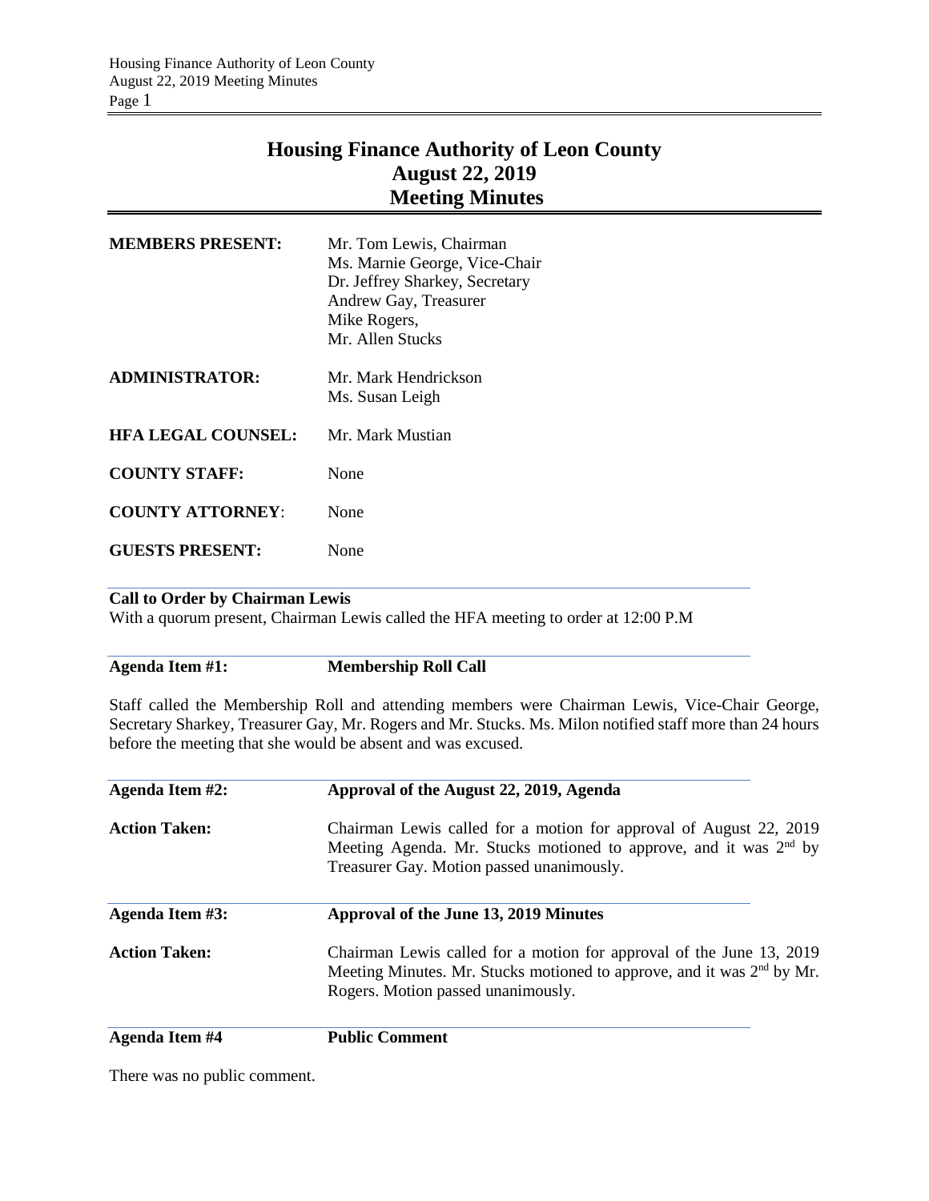# Housing Finance Authority of Leon County
## August 22, 2019
## Meeting Minutes

| | |
|---|---|
| **MEMBERS PRESENT:** | Mr. Tom Lewis, Chairman<br>Ms. Marnie George, Vice-Chair<br>Dr. Jeffrey Sharkey, Secretary<br>Andrew Gay, Treasurer<br>Mike Rogers,<br>Mr. Allen Stucks |
| **ADMINISTRATOR:** | Mr. Mark Hendrickson<br>Ms. Susan Leigh |
| **HFA LEGAL COUNSEL:** | Mr. Mark Mustian |
| **COUNTY STAFF:** | None |
| **COUNTY ATTORNEY**: | None |
| **GUESTS PRESENT:** | None |

**Call to Order by Chairman Lewis**

With a quorum present, Chairman Lewis called the HFA meeting to order at 12:00 P.M

**Agenda Item #1: Membership Roll Call**

Staff called the Membership Roll and attending members were Chairman Lewis, Vice-Chair George, Secretary Sharkey, Treasurer Gay, Mr. Rogers and Mr. Stucks. Ms. Milon notified staff more than 24 hours before the meeting that she would be absent and was excused.

**Agenda Item #2: Approval of the August 22, 2019, Agenda**

**Action Taken:** Chairman Lewis called for a motion for approval of August 22, 2019 Meeting Agenda. Mr. Stucks motioned to approve, and it was 2nd by Treasurer Gay. Motion passed unanimously.

**Agenda Item #3: Approval of the June 13, 2019 Minutes**

**Action Taken:** Chairman Lewis called for a motion for approval of the June 13, 2019 Meeting Minutes. Mr. Stucks motioned to approve, and it was 2nd by Mr. Rogers. Motion passed unanimously.

**Agenda Item #4 Public Comment**

There was no public comment.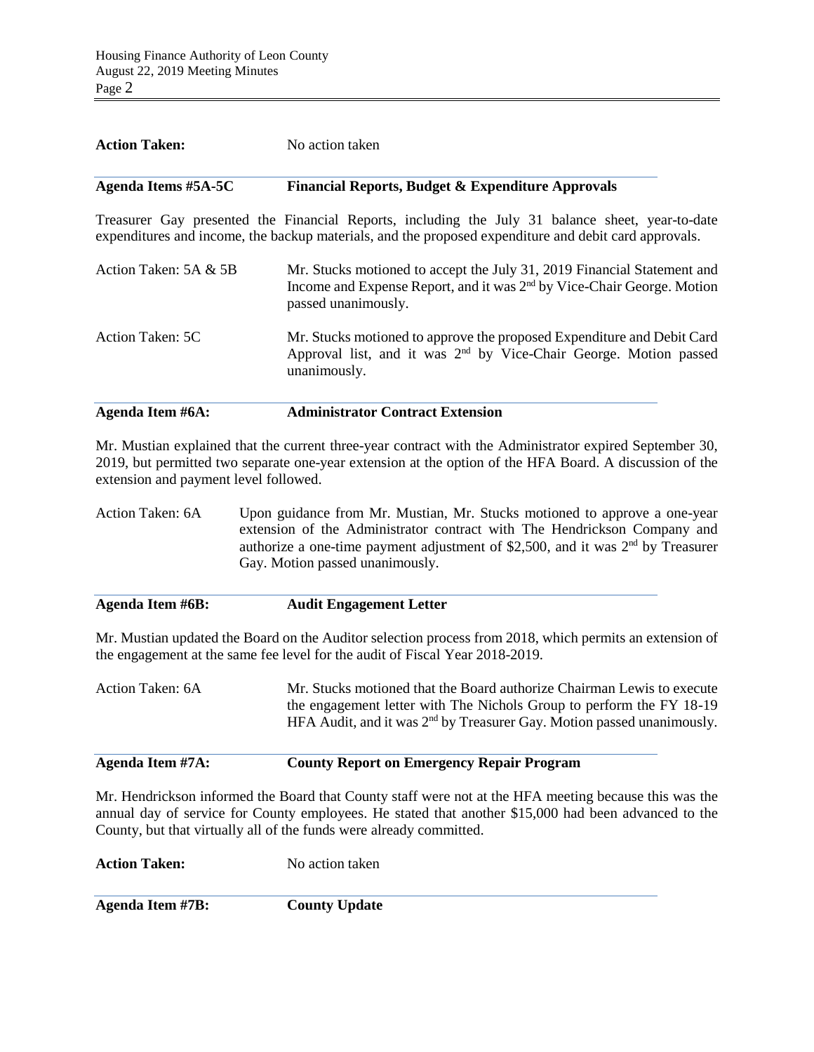**Action Taken:** No action taken

**Agenda Items #5A-5C** **Financial Reports, Budget & Expenditure Approvals**

Treasurer Gay presented the Financial Reports, including the July 31 balance sheet, year-to-date expenditures and income, the backup materials, and the proposed expenditure and debit card approvals.

Action Taken: 5A & 5B — Mr. Stucks motioned to accept the July 31, 2019 Financial Statement and Income and Expense Report, and it was 2nd by Vice-Chair George. Motion passed unanimously.

Action Taken: 5C — Mr. Stucks motioned to approve the proposed Expenditure and Debit Card Approval list, and it was 2nd by Vice-Chair George. Motion passed unanimously.

**Agenda Item #6A:** **Administrator Contract Extension**

Mr. Mustian explained that the current three-year contract with the Administrator expired September 30, 2019, but permitted two separate one-year extension at the option of the HFA Board. A discussion of the extension and payment level followed.

Action Taken: 6A — Upon guidance from Mr. Mustian, Mr. Stucks motioned to approve a one-year extension of the Administrator contract with The Hendrickson Company and authorize a one-time payment adjustment of $2,500, and it was 2nd by Treasurer Gay. Motion passed unanimously.

**Agenda Item #6B:** **Audit Engagement Letter**

Mr. Mustian updated the Board on the Auditor selection process from 2018, which permits an extension of the engagement at the same fee level for the audit of Fiscal Year 2018-2019.

Action Taken: 6A — Mr. Stucks motioned that the Board authorize Chairman Lewis to execute the engagement letter with The Nichols Group to perform the FY 18-19 HFA Audit, and it was 2nd by Treasurer Gay. Motion passed unanimously.

**Agenda Item #7A:** **County Report on Emergency Repair Program**

Mr. Hendrickson informed the Board that County staff were not at the HFA meeting because this was the annual day of service for County employees. He stated that another $15,000 had been advanced to the County, but that virtually all of the funds were already committed.

**Action Taken:** No action taken

**Agenda Item #7B:** **County Update**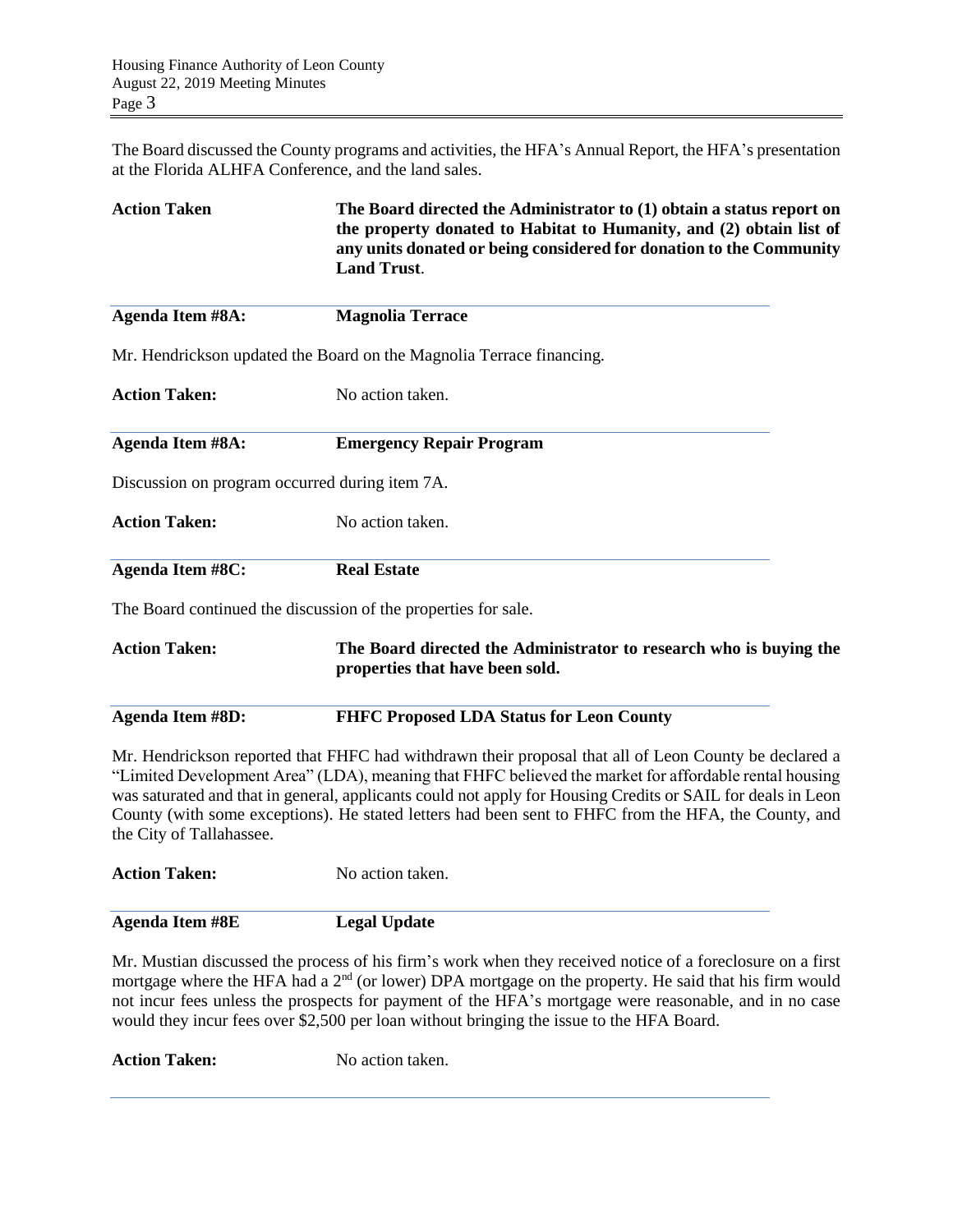The Board discussed the County programs and activities, the HFA's Annual Report, the HFA's presentation at the Florida ALHFA Conference, and the land sales.

**Action Taken** **The Board directed the Administrator to (1) obtain a status report on the property donated to Habitat to Humanity, and (2) obtain list of any units donated or being considered for donation to the Community Land Trust**.

**Agenda Item #8A: Magnolia Terrace**

Mr. Hendrickson updated the Board on the Magnolia Terrace financing.

**Action Taken:** No action taken.

**Agenda Item #8A: Emergency Repair Program**

Discussion on program occurred during item 7A.

**Action Taken:** No action taken.

**Agenda Item #8C: Real Estate**

The Board continued the discussion of the properties for sale.

**Action Taken:** **The Board directed the Administrator to research who is buying the properties that have been sold.**

**Agenda Item #8D: FHFC Proposed LDA Status for Leon County**

Mr. Hendrickson reported that FHFC had withdrawn their proposal that all of Leon County be declared a "Limited Development Area" (LDA), meaning that FHFC believed the market for affordable rental housing was saturated and that in general, applicants could not apply for Housing Credits or SAIL for deals in Leon County (with some exceptions). He stated letters had been sent to FHFC from the HFA, the County, and the City of Tallahassee.

**Action Taken:** No action taken.

**Agenda Item #8E Legal Update**

Mr. Mustian discussed the process of his firm's work when they received notice of a foreclosure on a first mortgage where the HFA had a 2nd (or lower) DPA mortgage on the property. He said that his firm would not incur fees unless the prospects for payment of the HFA's mortgage were reasonable, and in no case would they incur fees over $2,500 per loan without bringing the issue to the HFA Board.

**Action Taken:** No action taken.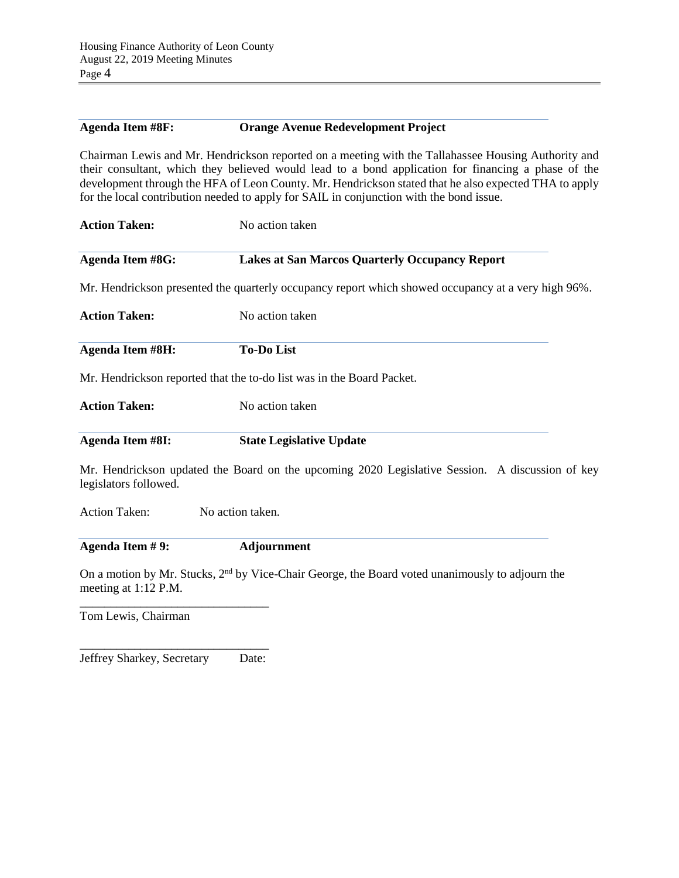**Agenda Item #8F: Orange Avenue Redevelopment Project**

Chairman Lewis and Mr. Hendrickson reported on a meeting with the Tallahassee Housing Authority and their consultant, which they believed would lead to a bond application for financing a phase of the development through the HFA of Leon County. Mr. Hendrickson stated that he also expected THA to apply for the local contribution needed to apply for SAIL in conjunction with the bond issue.

**Action Taken:** No action taken

**Agenda Item #8G: Lakes at San Marcos Quarterly Occupancy Report**

Mr. Hendrickson presented the quarterly occupancy report which showed occupancy at a very high 96%.

**Action Taken:** No action taken

**Agenda Item #8H: To-Do List**

Mr. Hendrickson reported that the to-do list was in the Board Packet.

**Action Taken:** No action taken

**Agenda Item #8I: State Legislative Update**

Mr. Hendrickson updated the Board on the upcoming 2020 Legislative Session. A discussion of key legislators followed.

Action Taken: No action taken.

**Agenda Item # 9: Adjournment**

On a motion by Mr. Stucks, 2nd by Vice-Chair George, the Board voted unanimously to adjourn the meeting at 1:12 P.M.

\_\_\_\_\_\_\_\_\_\_\_\_\_\_\_\_\_\_\_\_\_\_\_\_\_\_\_\_\_\_\_\_
Tom Lewis, Chairman

\_\_\_\_\_\_\_\_\_\_\_\_\_\_\_\_\_\_\_\_\_\_\_\_\_\_\_\_\_\_\_\_
Jeffrey Sharkey, Secretary Date: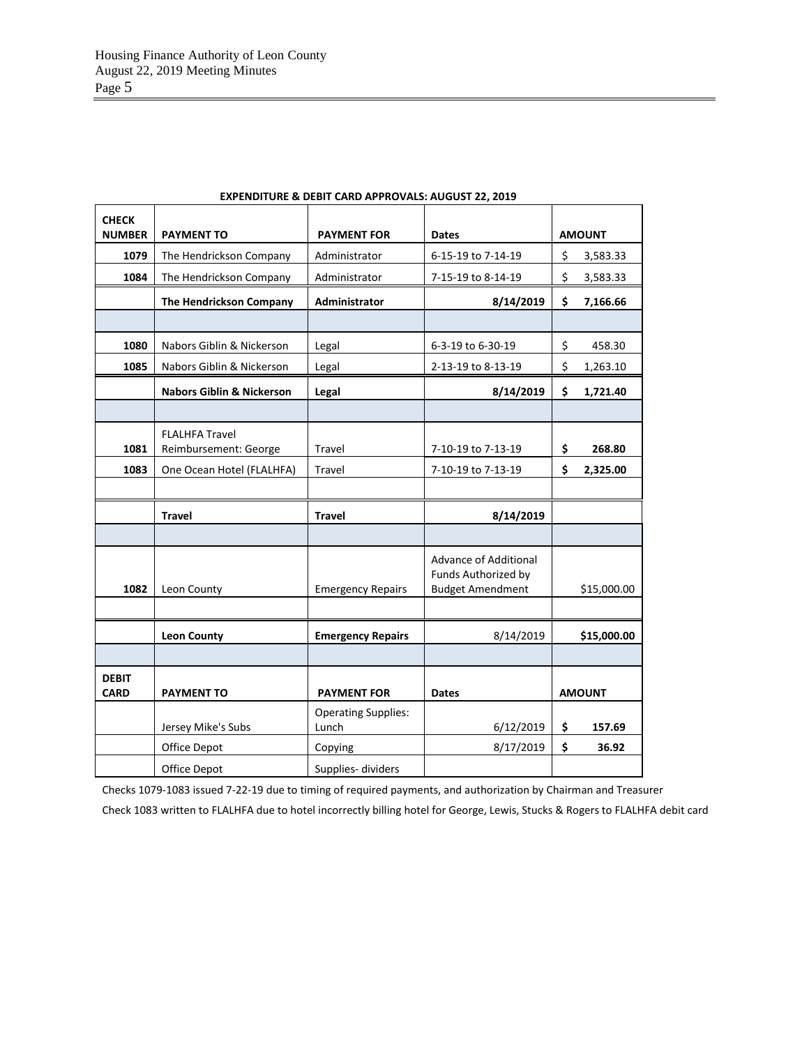**EXPENDITURE & DEBIT CARD APPROVALS: AUGUST 22, 2019**

| CHECK NUMBER | PAYMENT TO | PAYMENT FOR | Dates | AMOUNT |
|---|---|---|---|---|
| 1079 | The Hendrickson Company | Administrator | 6-15-19 to 7-14-19 | $ 3,583.33 |
| 1084 | The Hendrickson Company | Administrator | 7-15-19 to 8-14-19 | $ 3,583.33 |
| | **The Hendrickson Company** | **Administrator** | **8/14/2019** | **$ 7,166.66** |
| | | | | |
| 1080 | Nabors Giblin & Nickerson | Legal | 6-3-19 to 6-30-19 | $ 458.30 |
| 1085 | Nabors Giblin & Nickerson | Legal | 2-13-19 to 8-13-19 | $ 1,263.10 |
| | **Nabors Giblin & Nickerson** | **Legal** | **8/14/2019** | **$ 1,721.40** |
| | | | | |
| 1081 | FLALHFA Travel Reimbursement: George | Travel | 7-10-19 to 7-13-19 | **$ 268.80** |
| 1083 | One Ocean Hotel (FLALHFA) | Travel | 7-10-19 to 7-13-19 | **$ 2,325.00** |
| | | | | |
| | **Travel** | **Travel** | **8/14/2019** | |
| | | | | |
| 1082 | Leon County | Emergency Repairs | Advance of Additional Funds Authorized by Budget Amendment | $15,000.00 |
| | | | | |
| | **Leon County** | **Emergency Repairs** | 8/14/2019 | **$15,000.00** |
| | | | | |
| **DEBIT CARD** | **PAYMENT TO** | **PAYMENT FOR** | **Dates** | **AMOUNT** |
| | Jersey Mike's Subs | Operating Supplies: Lunch | 6/12/2019 | **$ 157.69** |
| | Office Depot | Copying | 8/17/2019 | **$ 36.92** |
| | Office Depot | Supplies- dividers | | |

Checks 1079-1083 issued 7-22-19 due to timing of required payments, and authorization by Chairman and Treasurer

Check 1083 written to FLALHFA due to hotel incorrectly billing hotel for George, Lewis, Stucks & Rogers to FLALHFA debit card